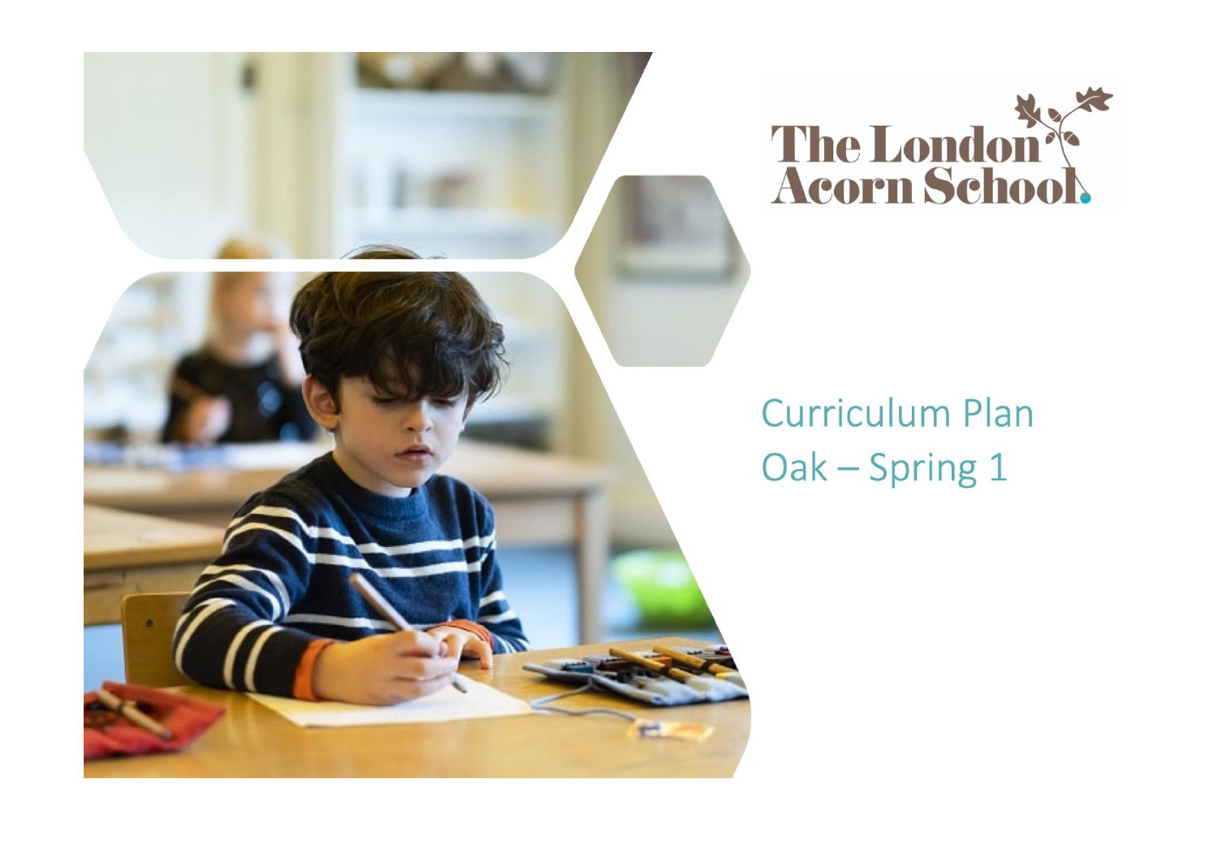The London Acorn School

# Curriculum Plan

## Oak – Spring 1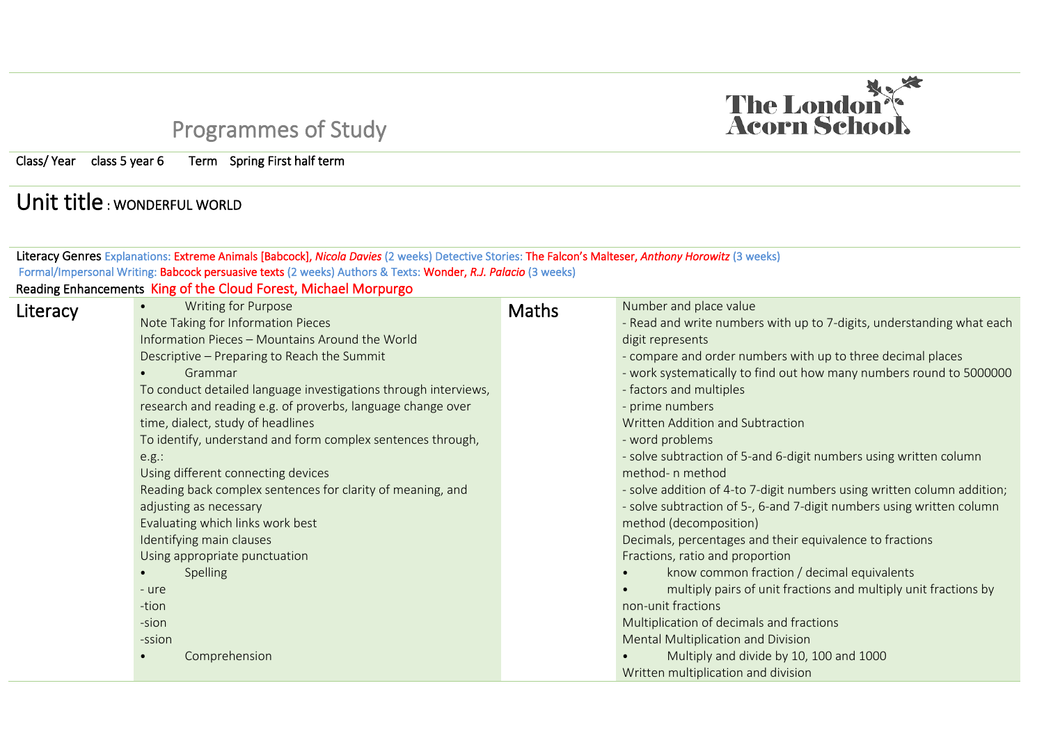# Programmes of Study

The London Acorn School

Class/ Year class 5 year 6 Term Spring First half term

## Unit title : WONDERFUL WORLD

Literacy Genres Explanations: Extreme Animals [Babcock], *Nicola Davies* (2 weeks) Detective Stories: The Falcon's Malteser, *Anthony Horowitz* (3 weeks) Formal/Impersonal Writing: Babcock persuasive texts (2 weeks) Authors & Texts: Wonder, *R.J. Palacio* (3 weeks)

Reading Enhancements King of the Cloud Forest, Michael Morpurgo

| | | | |
|---|---|---|---|
| Literacy | • Writing for Purpose<br>Note Taking for Information Pieces<br>Information Pieces – Mountains Around the World<br>Descriptive – Preparing to Reach the Summit<br>• Grammar<br>To conduct detailed language investigations through interviews, research and reading e.g. of proverbs, language change over time, dialect, study of headlines<br>To identify, understand and form complex sentences through, e.g.:<br>Using different connecting devices<br>Reading back complex sentences for clarity of meaning, and adjusting as necessary<br>Evaluating which links work best<br>Identifying main clauses<br>Using appropriate punctuation<br>• Spelling<br>- ure<br>-tion<br>-sion<br>-ssion<br>• Comprehension | Maths | Number and place value<br>- Read and write numbers with up to 7-digits, understanding what each digit represents<br>- compare and order numbers with up to three decimal places<br>- work systematically to find out how many numbers round to 5000000<br>- factors and multiples<br>- prime numbers<br>Written Addition and Subtraction<br>- word problems<br>- solve subtraction of 5-and 6-digit numbers using written column method- n method<br>- solve addition of 4-to 7-digit numbers using written column addition;<br>- solve subtraction of 5-, 6-and 7-digit numbers using written column method (decomposition)<br>Decimals, percentages and their equivalence to fractions<br>Fractions, ratio and proportion<br>• know common fraction / decimal equivalents<br>• multiply pairs of unit fractions and multiply unit fractions by non-unit fractions<br>Multiplication of decimals and fractions<br>Mental Multiplication and Division<br>• Multiply and divide by 10, 100 and 1000<br>Written multiplication and division |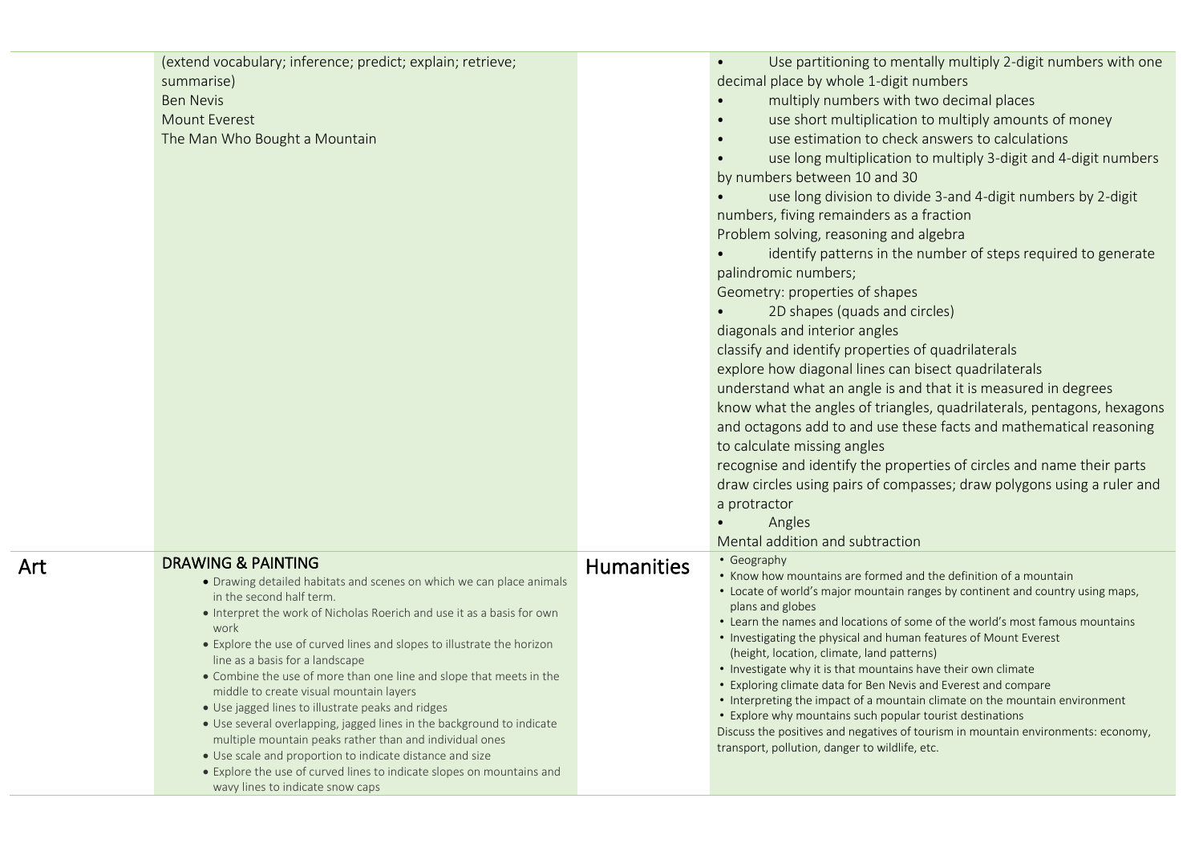| | | | |
|---|---|---|---|
| | (extend vocabulary; inference; predict; explain; retrieve; summarise)<br>Ben Nevis<br>Mount Everest<br>The Man Who Bought a Mountain | | • Use partitioning to mentally multiply 2-digit numbers with one decimal place by whole 1-digit numbers<br>• multiply numbers with two decimal places<br>• use short multiplication to multiply amounts of money<br>• use estimation to check answers to calculations<br>• use long multiplication to multiply 3-digit and 4-digit numbers by numbers between 10 and 30<br>• use long division to divide 3-and 4-digit numbers by 2-digit numbers, fiving remainders as a fraction<br>Problem solving, reasoning and algebra<br>• identify patterns in the number of steps required to generate palindromic numbers;<br>Geometry: properties of shapes<br>• 2D shapes (quads and circles)<br>diagonals and interior angles<br>classify and identify properties of quadrilaterals<br>explore how diagonal lines can bisect quadrilaterals<br>understand what an angle is and that it is measured in degrees<br>know what the angles of triangles, quadrilaterals, pentagons, hexagons and octagons add to and use these facts and mathematical reasoning to calculate missing angles<br>recognise and identify the properties of circles and name their parts<br>draw circles using pairs of compasses; draw polygons using a ruler and a protractor<br>• Angles<br>Mental addition and subtraction |
| Art | DRAWING & PAINTING<br>• Drawing detailed habitats and scenes on which we can place animals in the second half term.<br>• Interpret the work of Nicholas Roerich and use it as a basis for own work<br>• Explore the use of curved lines and slopes to illustrate the horizon line as a basis for a landscape<br>• Combine the use of more than one line and slope that meets in the middle to create visual mountain layers<br>• Use jagged lines to illustrate peaks and ridges<br>• Use several overlapping, jagged lines in the background to indicate multiple mountain peaks rather than and individual ones<br>• Use scale and proportion to indicate distance and size<br>• Explore the use of curved lines to indicate slopes on mountains and wavy lines to indicate snow caps | Humanities | • Geography<br>• Know how mountains are formed and the definition of a mountain<br>• Locate of world's major mountain ranges by continent and country using maps, plans and globes<br>• Learn the names and locations of some of the world's most famous mountains<br>• Investigating the physical and human features of Mount Everest (height, location, climate, land patterns)<br>• Investigate why it is that mountains have their own climate<br>• Exploring climate data for Ben Nevis and Everest and compare<br>• Interpreting the impact of a mountain climate on the mountain environment<br>• Explore why mountains such popular tourist destinations<br>Discuss the positives and negatives of tourism in mountain environments: economy, transport, pollution, danger to wildlife, etc. |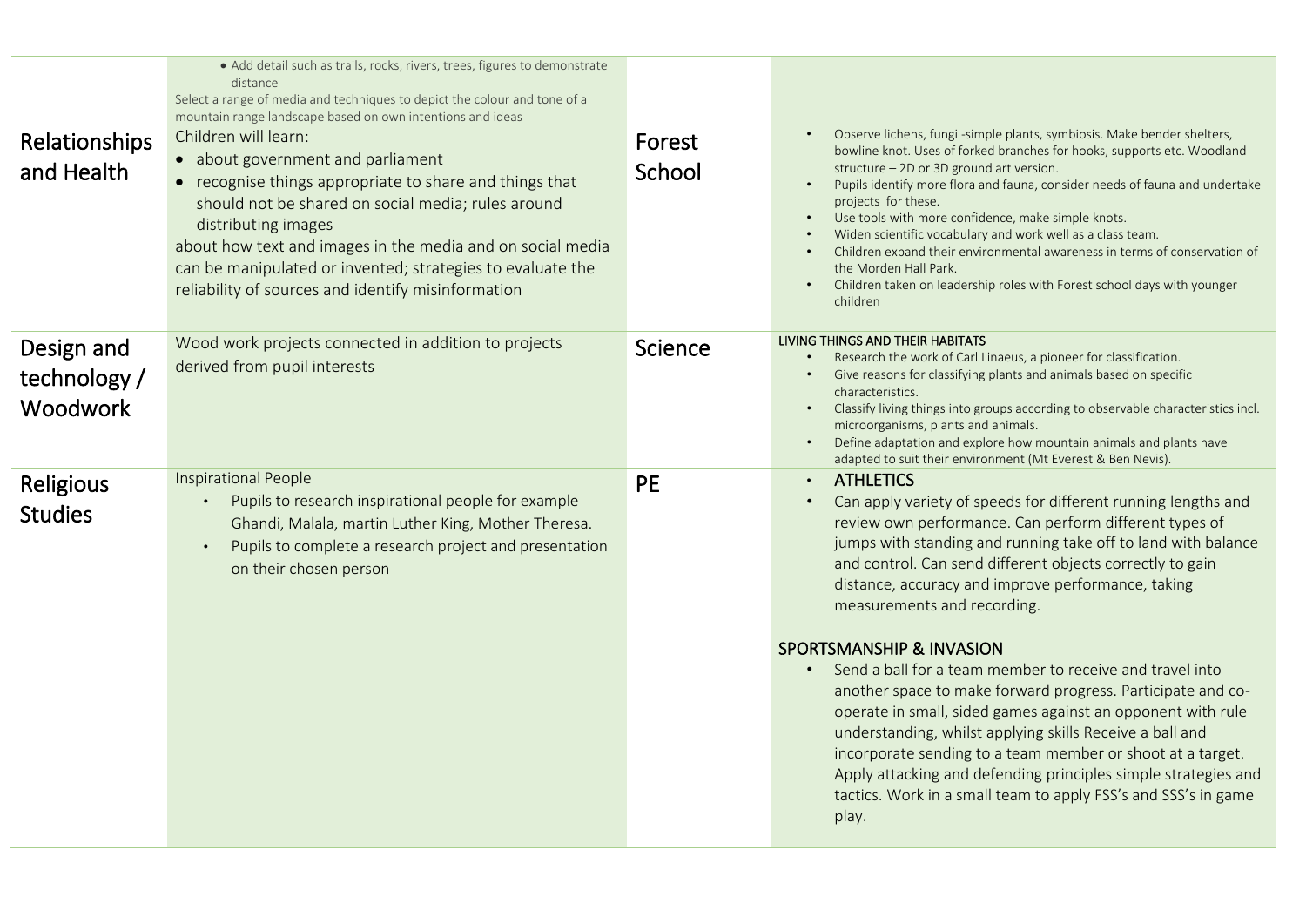| | | | |
|---|---|---|---|
| | • Add detail such as trails, rocks, rivers, trees, figures to demonstrate distance<br>Select a range of media and techniques to depict the colour and tone of a mountain range landscape based on own intentions and ideas | | |
| Relationships and Health | Children will learn:<br>• about government and parliament<br>• recognise things appropriate to share and things that should not be shared on social media; rules around distributing images<br>about how text and images in the media and on social media can be manipulated or invented; strategies to evaluate the reliability of sources and identify misinformation | Forest School | • Observe lichens, fungi -simple plants, symbiosis. Make bender shelters, bowline knot. Uses of forked branches for hooks, supports etc. Woodland structure – 2D or 3D ground art version.<br>• Pupils identify more flora and fauna, consider needs of fauna and undertake projects for these.<br>• Use tools with more confidence, make simple knots.<br>• Widen scientific vocabulary and work well as a class team.<br>• Children expand their environmental awareness in terms of conservation of the Morden Hall Park.<br>• Children taken on leadership roles with Forest school days with younger children |
| Design and technology / Woodwork | Wood work projects connected in addition to projects derived from pupil interests | Science | LIVING THINGS AND THEIR HABITATS<br>• Research the work of Carl Linaeus, a pioneer for classification.<br>• Give reasons for classifying plants and animals based on specific characteristics.<br>• Classify living things into groups according to observable characteristics incl. microorganisms, plants and animals.<br>• Define adaptation and explore how mountain animals and plants have adapted to suit their environment (Mt Everest & Ben Nevis). |
| Religious Studies | Inspirational People<br>• Pupils to research inspirational people for example Ghandi, Malala, martin Luther King, Mother Theresa.<br>• Pupils to complete a research project and presentation on their chosen person | PE | • ATHLETICS<br>• Can apply variety of speeds for different running lengths and review own performance. Can perform different types of jumps with standing and running take off to land with balance and control. Can send different objects correctly to gain distance, accuracy and improve performance, taking measurements and recording.<br><br>SPORTSMANSHIP & INVASION<br>• Send a ball for a team member to receive and travel into another space to make forward progress. Participate and co-operate in small, sided games against an opponent with rule understanding, whilst applying skills Receive a ball and incorporate sending to a team member or shoot at a target. Apply attacking and defending principles simple strategies and tactics. Work in a small team to apply FSS's and SSS's in game play. |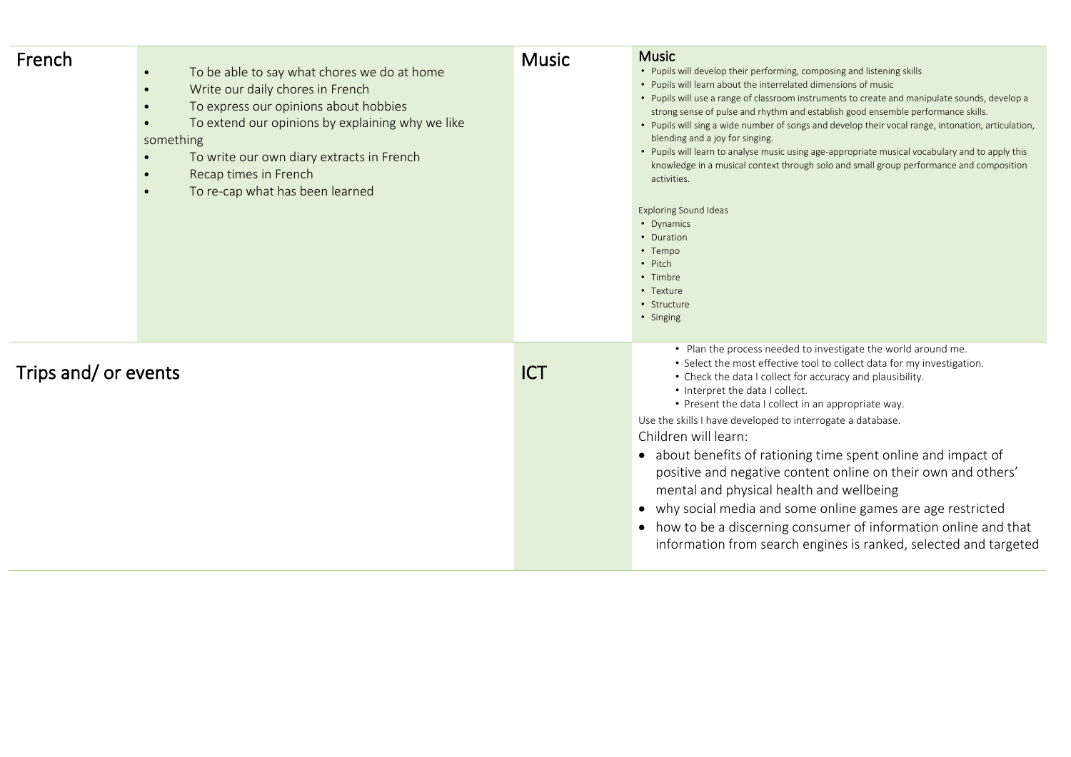| | | | |
|---|---|---|---|
| French | • To be able to say what chores we do at home<br>• Write our daily chores in French<br>• To express our opinions about hobbies<br>• To extend our opinions by explaining why we like something<br>• To write our own diary extracts in French<br>• Recap times in French<br>• To re-cap what has been learned | Music | **Music**<br>• Pupils will develop their performing, composing and listening skills<br>• Pupils will learn about the interrelated dimensions of music<br>• Pupils will use a range of classroom instruments to create and manipulate sounds, develop a strong sense of pulse and rhythm and establish good ensemble performance skills.<br>• Pupils will sing a wide number of songs and develop their vocal range, intonation, articulation, blending and a joy for singing.<br>• Pupils will learn to analyse music using age-appropriate musical vocabulary and to apply this knowledge in a musical context through solo and small group performance and composition activities.<br><br>Exploring Sound Ideas<br>• Dynamics<br>• Duration<br>• Tempo<br>• Pitch<br>• Timbre<br>• Texture<br>• Structure<br>• Singing |
| Trips and/ or events | | ICT | • Plan the process needed to investigate the world around me.<br>• Select the most effective tool to collect data for my investigation.<br>• Check the data I collect for accuracy and plausibility.<br>• Interpret the data I collect.<br>• Present the data I collect in an appropriate way.<br>Use the skills I have developed to interrogate a database.<br>Children will learn:<br>• about benefits of rationing time spent online and impact of positive and negative content online on their own and others' mental and physical health and wellbeing<br>• why social media and some online games are age restricted<br>• how to be a discerning consumer of information online and that information from search engines is ranked, selected and targeted |